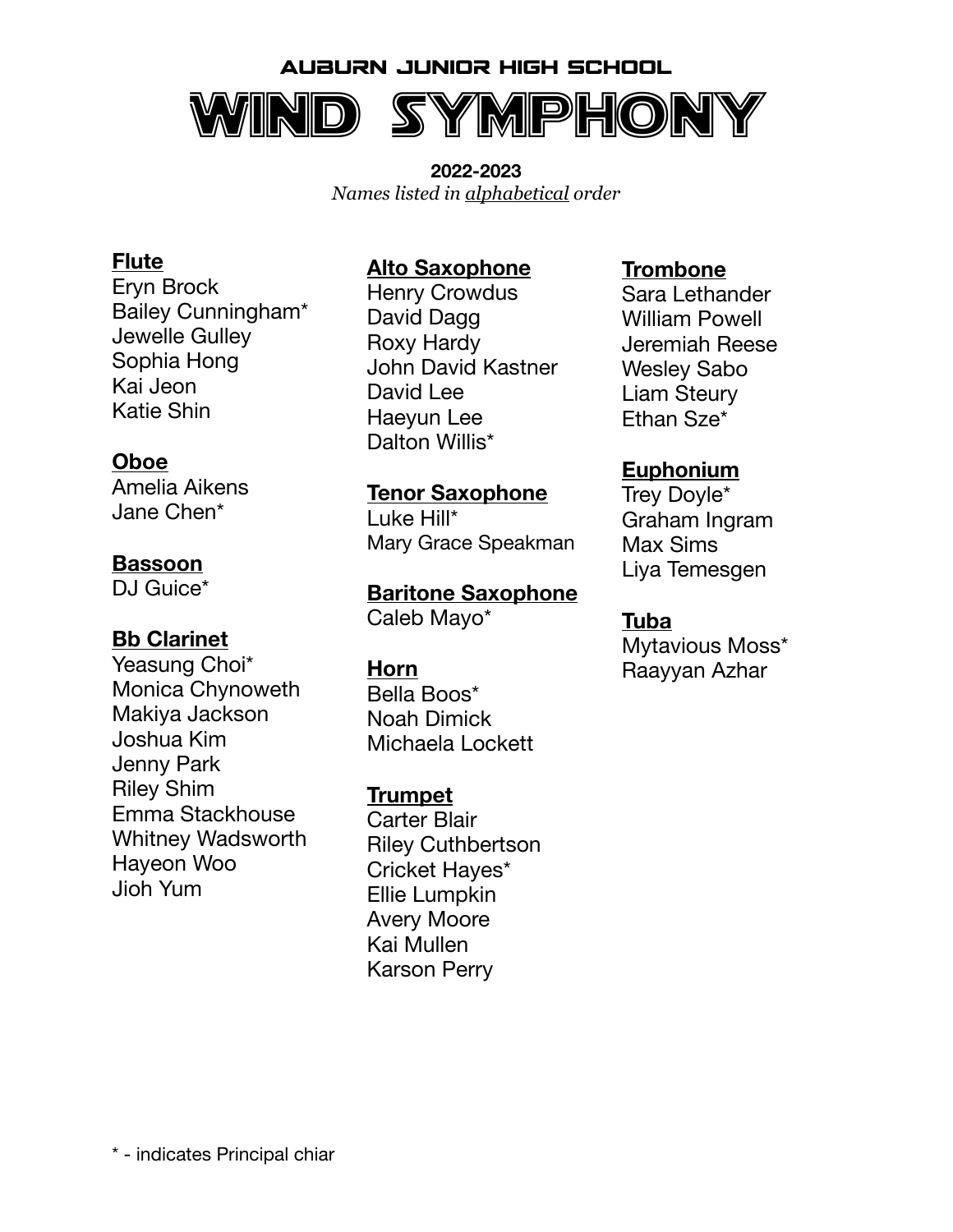# AUBURN JUNIOR HIGH SCHOOL

# WIND SYMPHONY

**2022-2023**

*Names listed in alphabetical order*

**Flute**
Eryn Brock
Bailey Cunningham*
Jewelle Gulley
Sophia Hong
Kai Jeon
Katie Shin

**Oboe**
Amelia Aikens
Jane Chen*

**Bassoon**
DJ Guice*

**Bb Clarinet**
Yeasung Choi*
Monica Chynoweth
Makiya Jackson
Joshua Kim
Jenny Park
Riley Shim
Emma Stackhouse
Whitney Wadsworth
Hayeon Woo
Jioh Yum

**Alto Saxophone**
Henry Crowdus
David Dagg
Roxy Hardy
John David Kastner
David Lee
Haeyun Lee
Dalton Willis*

**Tenor Saxophone**
Luke Hill*
Mary Grace Speakman

**Baritone Saxophone**
Caleb Mayo*

**Horn**
Bella Boos*
Noah Dimick
Michaela Lockett

**Trumpet**
Carter Blair
Riley Cuthbertson
Cricket Hayes*
Ellie Lumpkin
Avery Moore
Kai Mullen
Karson Perry

**Trombone**
Sara Lethander
William Powell
Jeremiah Reese
Wesley Sabo
Liam Steury
Ethan Sze*

**Euphonium**
Trey Doyle*
Graham Ingram
Max Sims
Liya Temesgen

**Tuba**
Mytavious Moss*
Raayyan Azhar

* - indicates Principal chiar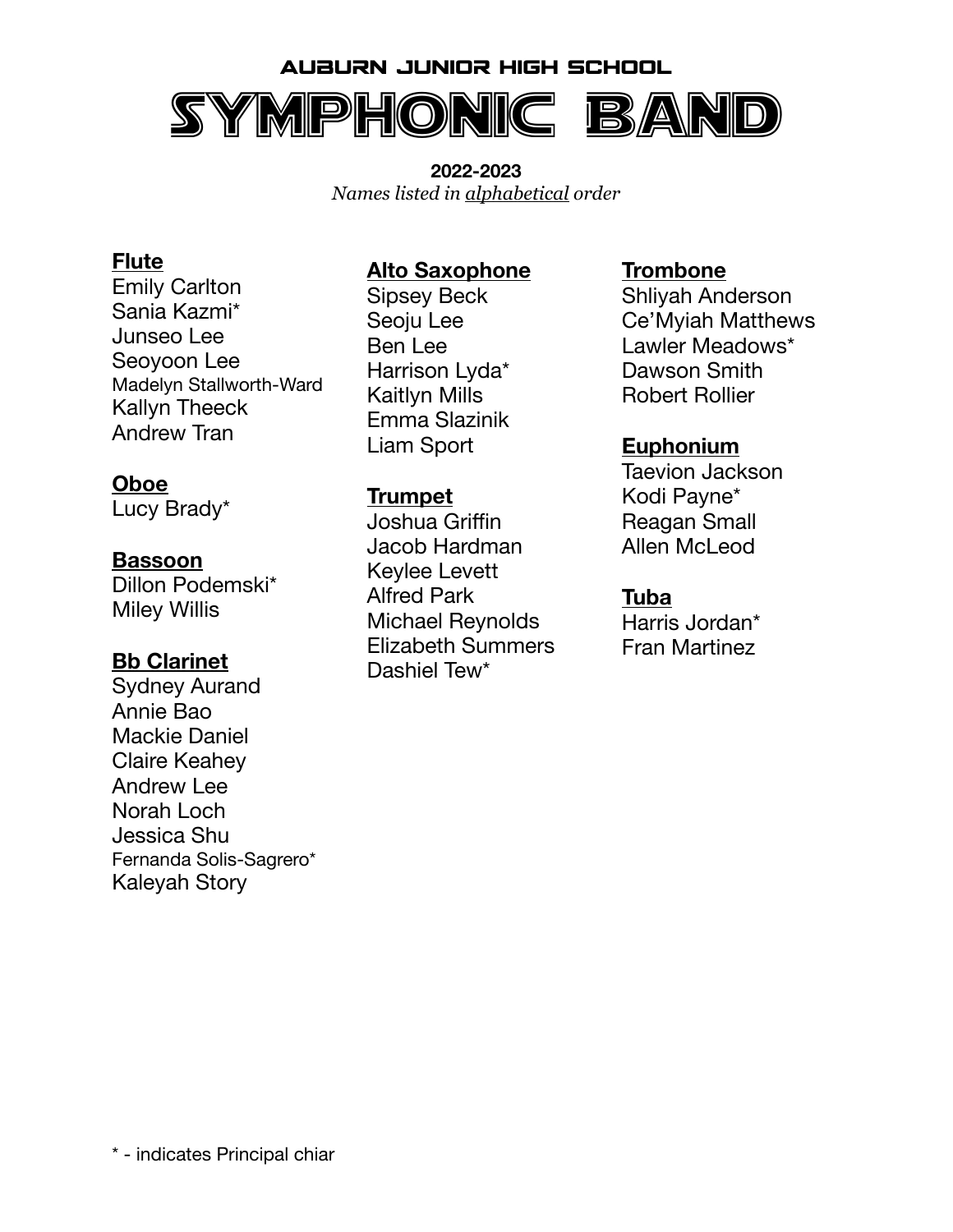# AUBURN JUNIOR HIGH SCHOOL

# SYMPHONIC BAND

**2022-2023**

*Names listed in alphabetical order*

**Flute**

Emily Carlton
Sania Kazmi*
Junseo Lee
Seoyoon Lee
Madelyn Stallworth-Ward
Kallyn Theeck
Andrew Tran

**Oboe**

Lucy Brady*

**Bassoon**

Dillon Podemski*
Miley Willis

**Bb Clarinet**

Sydney Aurand
Annie Bao
Mackie Daniel
Claire Keahey
Andrew Lee
Norah Loch
Jessica Shu
Fernanda Solis-Sagrero*
Kaleyah Story

**Alto Saxophone**

Sipsey Beck
Seoju Lee
Ben Lee
Harrison Lyda*
Kaitlyn Mills
Emma Slazinik
Liam Sport

**Trumpet**

Joshua Griffin
Jacob Hardman
Keylee Levett
Alfred Park
Michael Reynolds
Elizabeth Summers
Dashiel Tew*

**Trombone**

Shliyah Anderson
Ce'Myiah Matthews
Lawler Meadows*
Dawson Smith
Robert Rollier

**Euphonium**

Taevion Jackson
Kodi Payne*
Reagan Small
Allen McLeod

**Tuba**

Harris Jordan*
Fran Martinez

* - indicates Principal chiar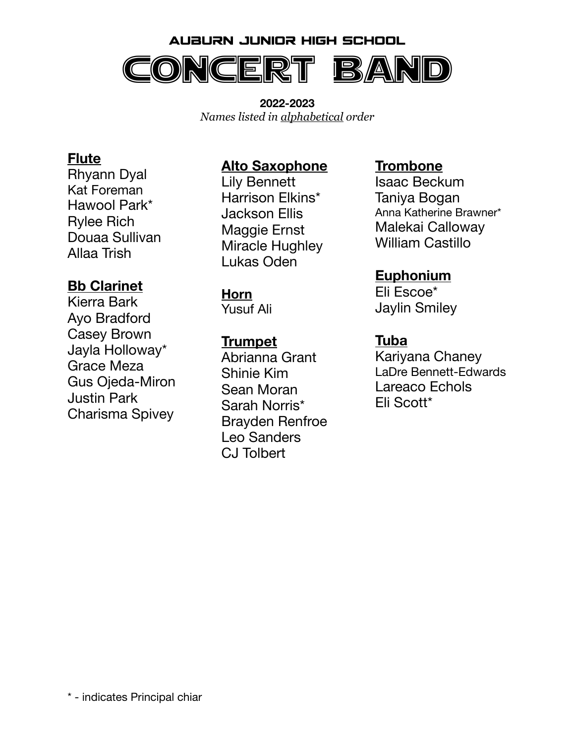AUBURN JUNIOR HIGH SCHOOL

# CONCERT BAND

**2022-2023**

*Names listed in alphabetical order*

**Flute**

Rhyann Dyal
Kat Foreman
Hawool Park*
Rylee Rich
Douaa Sullivan
Allaa Trish

**Bb Clarinet**

Kierra Bark
Ayo Bradford
Casey Brown
Jayla Holloway*
Grace Meza
Gus Ojeda-Miron
Justin Park
Charisma Spivey

**Alto Saxophone**

Lily Bennett
Harrison Elkins*
Jackson Ellis
Maggie Ernst
Miracle Hughley
Lukas Oden

**Horn**

Yusuf Ali

**Trumpet**

Abrianna Grant
Shinie Kim
Sean Moran
Sarah Norris*
Brayden Renfroe
Leo Sanders
CJ Tolbert

**Trombone**

Isaac Beckum
Taniya Bogan
Anna Katherine Brawner*
Malekai Calloway
William Castillo

**Euphonium**

Eli Escoe*
Jaylin Smiley

**Tuba**

Kariyana Chaney
LaDre Bennett-Edwards
Lareaco Echols
Eli Scott*

* - indicates Principal chiar